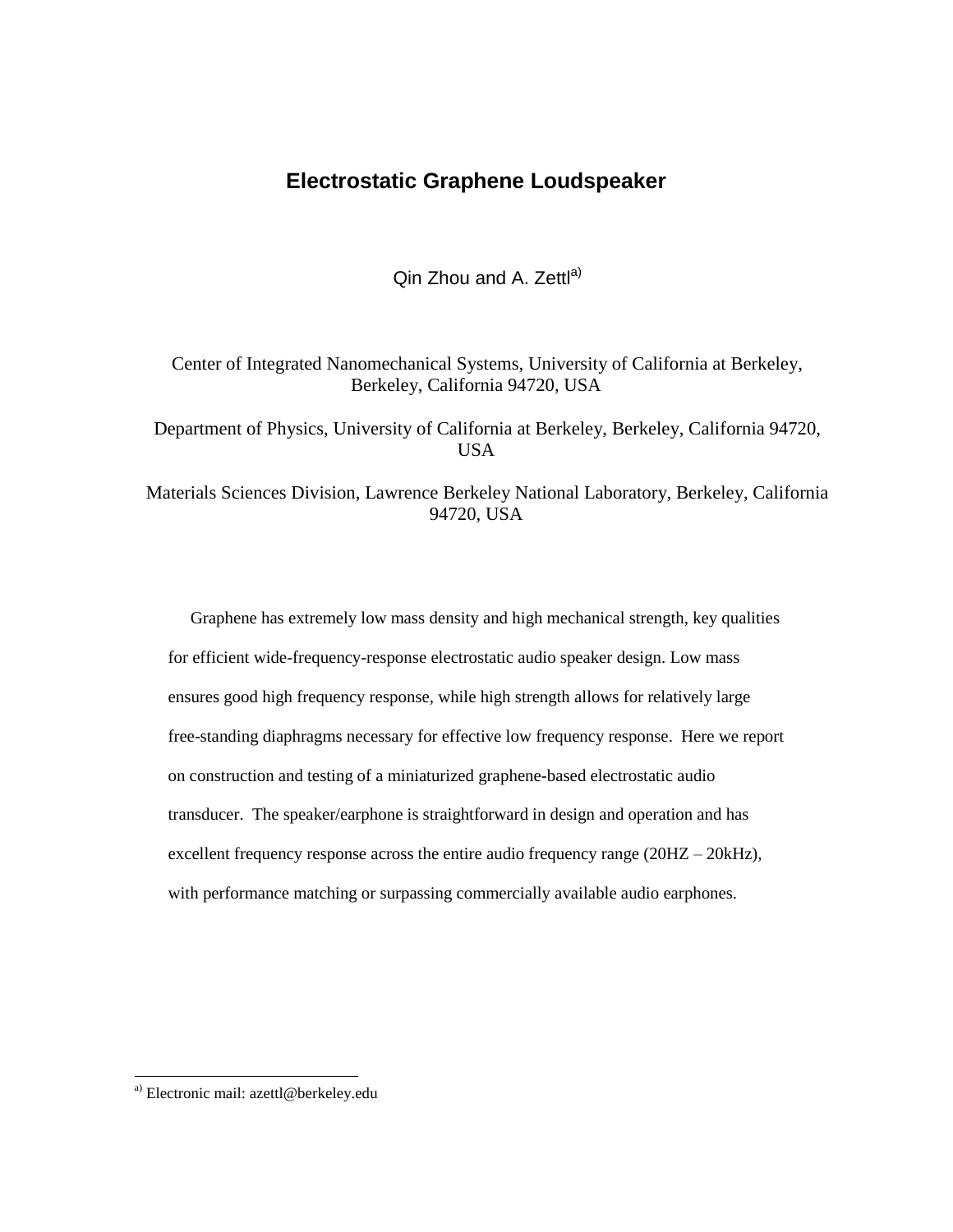# Electrostatic Graphene Loudspeaker

Qin Zhou and A. Zettl[a]

Center of Integrated Nanomechanical Systems, University of California at Berkeley, Berkeley, California 94720, USA

Department of Physics, University of California at Berkeley, Berkeley, California 94720, USA

Materials Sciences Division, Lawrence Berkeley National Laboratory, Berkeley, California 94720, USA

Graphene has extremely low mass density and high mechanical strength, key qualities for efficient wide-frequency-response electrostatic audio speaker design. Low mass ensures good high frequency response, while high strength allows for relatively large free-standing diaphragms necessary for effective low frequency response. Here we report on construction and testing of a miniaturized graphene-based electrostatic audio transducer. The speaker/earphone is straightforward in design and operation and has excellent frequency response across the entire audio frequency range (20HZ – 20kHz), with performance matching or surpassing commercially available audio earphones.

---

[a] Electronic mail: azettl@berkeley.edu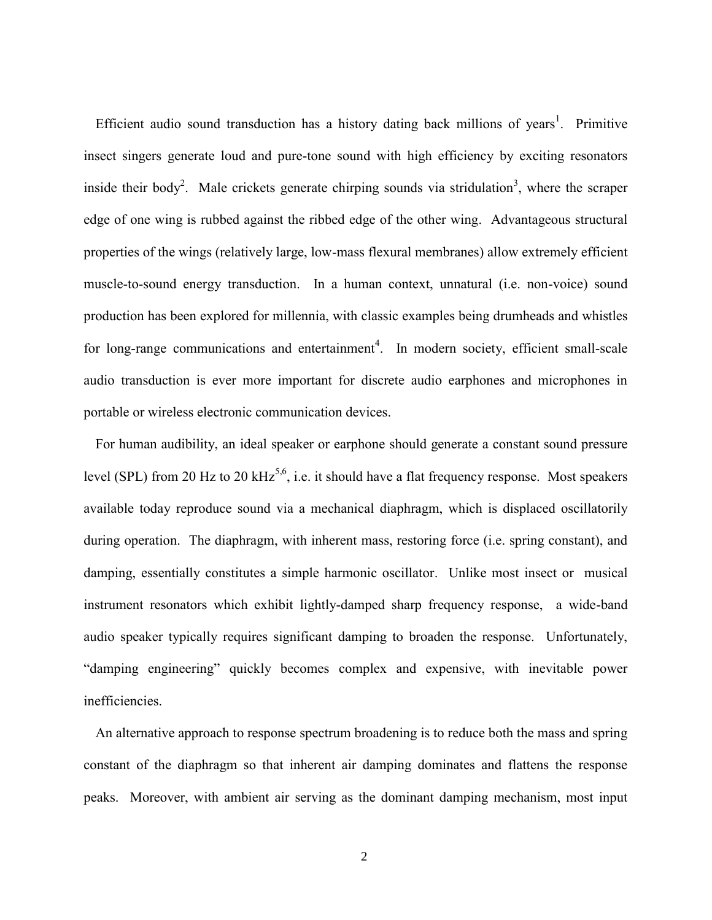Efficient audio sound transduction has a history dating back millions of years[1]. Primitive insect singers generate loud and pure-tone sound with high efficiency by exciting resonators inside their body[2]. Male crickets generate chirping sounds via stridulation[3], where the scraper edge of one wing is rubbed against the ribbed edge of the other wing. Advantageous structural properties of the wings (relatively large, low-mass flexural membranes) allow extremely efficient muscle-to-sound energy transduction. In a human context, unnatural (i.e. non-voice) sound production has been explored for millennia, with classic examples being drumheads and whistles for long-range communications and entertainment[4]. In modern society, efficient small-scale audio transduction is ever more important for discrete audio earphones and microphones in portable or wireless electronic communication devices.

For human audibility, an ideal speaker or earphone should generate a constant sound pressure level (SPL) from 20 Hz to 20 kHz[5,6], i.e. it should have a flat frequency response. Most speakers available today reproduce sound via a mechanical diaphragm, which is displaced oscillatorily during operation. The diaphragm, with inherent mass, restoring force (i.e. spring constant), and damping, essentially constitutes a simple harmonic oscillator. Unlike most insect or musical instrument resonators which exhibit lightly-damped sharp frequency response, a wide-band audio speaker typically requires significant damping to broaden the response. Unfortunately, "damping engineering" quickly becomes complex and expensive, with inevitable power inefficiencies.

An alternative approach to response spectrum broadening is to reduce both the mass and spring constant of the diaphragm so that inherent air damping dominates and flattens the response peaks. Moreover, with ambient air serving as the dominant damping mechanism, most input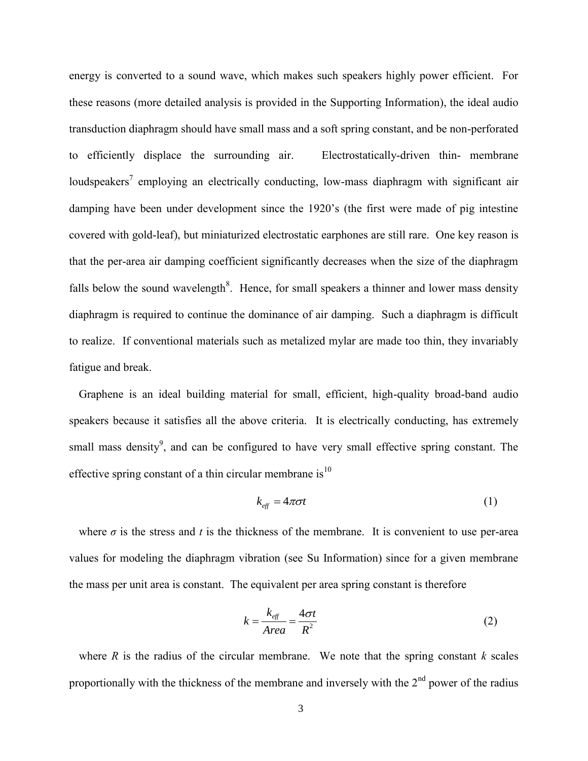energy is converted to a sound wave, which makes such speakers highly power efficient. For these reasons (more detailed analysis is provided in the Supporting Information), the ideal audio transduction diaphragm should have small mass and a soft spring constant, and be non-perforated to efficiently displace the surrounding air. Electrostatically-driven thin- membrane loudspeakers[7] employing an electrically conducting, low-mass diaphragm with significant air damping have been under development since the 1920's (the first were made of pig intestine covered with gold-leaf), but miniaturized electrostatic earphones are still rare. One key reason is that the per-area air damping coefficient significantly decreases when the size of the diaphragm falls below the sound wavelength[8]. Hence, for small speakers a thinner and lower mass density diaphragm is required to continue the dominance of air damping. Such a diaphragm is difficult to realize. If conventional materials such as metalized mylar are made too thin, they invariably fatigue and break.

Graphene is an ideal building material for small, efficient, high-quality broad-band audio speakers because it satisfies all the above criteria. It is electrically conducting, has extremely small mass density[9], and can be configured to have very small effective spring constant. The effective spring constant of a thin circular membrane is[10]

$$k_{eff} = 4\pi\sigma t \tag{1}$$

where $\sigma$ is the stress and $t$ is the thickness of the membrane. It is convenient to use per-area values for modeling the diaphragm vibration (see Su Information) since for a given membrane the mass per unit area is constant. The equivalent per area spring constant is therefore

$$k = \frac{k_{eff}}{Area} = \frac{4\sigma t}{R^2} \tag{2}$$

where $R$ is the radius of the circular membrane. We note that the spring constant $k$ scales proportionally with the thickness of the membrane and inversely with the 2[nd] power of the radius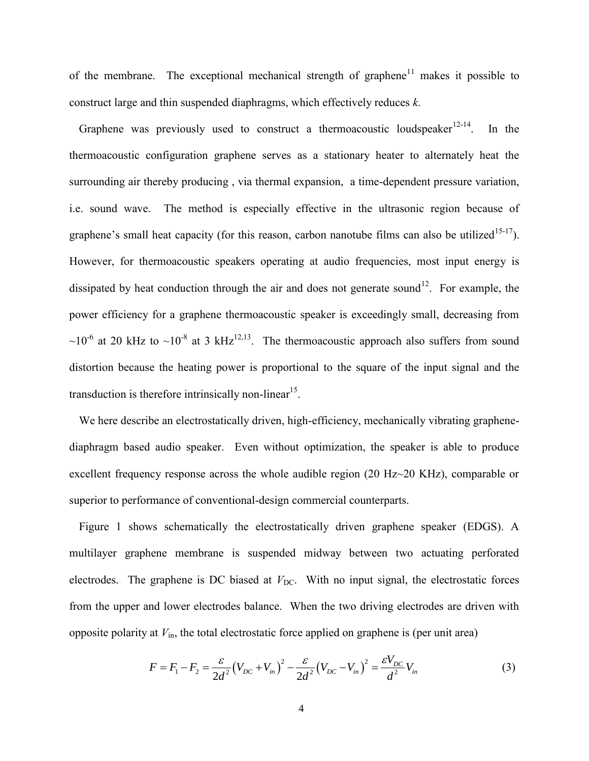of the membrane. The exceptional mechanical strength of graphene[11] makes it possible to construct large and thin suspended diaphragms, which effectively reduces *k*.

Graphene was previously used to construct a thermoacoustic loudspeaker[12-14]. In the thermoacoustic configuration graphene serves as a stationary heater to alternately heat the surrounding air thereby producing , via thermal expansion, a time-dependent pressure variation, i.e. sound wave. The method is especially effective in the ultrasonic region because of graphene's small heat capacity (for this reason, carbon nanotube films can also be utilized[15-17]). However, for thermoacoustic speakers operating at audio frequencies, most input energy is dissipated by heat conduction through the air and does not generate sound[12]. For example, the power efficiency for a graphene thermoacoustic speaker is exceedingly small, decreasing from $\sim 10^{-6}$ at 20 kHz to $\sim 10^{-8}$ at 3 kHz[12,13]. The thermoacoustic approach also suffers from sound distortion because the heating power is proportional to the square of the input signal and the transduction is therefore intrinsically non-linear[15].

We here describe an electrostatically driven, high-efficiency, mechanically vibrating graphene-diaphragm based audio speaker. Even without optimization, the speaker is able to produce excellent frequency response across the whole audible region (20 Hz~20 KHz), comparable or superior to performance of conventional-design commercial counterparts.

Figure 1 shows schematically the electrostatically driven graphene speaker (EDGS). A multilayer graphene membrane is suspended midway between two actuating perforated electrodes. The graphene is DC biased at $V_{DC}$. With no input signal, the electrostatic forces from the upper and lower electrodes balance. When the two driving electrodes are driven with opposite polarity at $V_{in}$, the total electrostatic force applied on graphene is (per unit area)

$$F = F_1 - F_2 = \frac{\varepsilon}{2d^2}\left(V_{DC} + V_{in}\right)^2 - \frac{\varepsilon}{2d^2}\left(V_{DC} - V_{in}\right)^2 = \frac{\varepsilon V_{DC}}{d^2} V_{in} \qquad (3)$$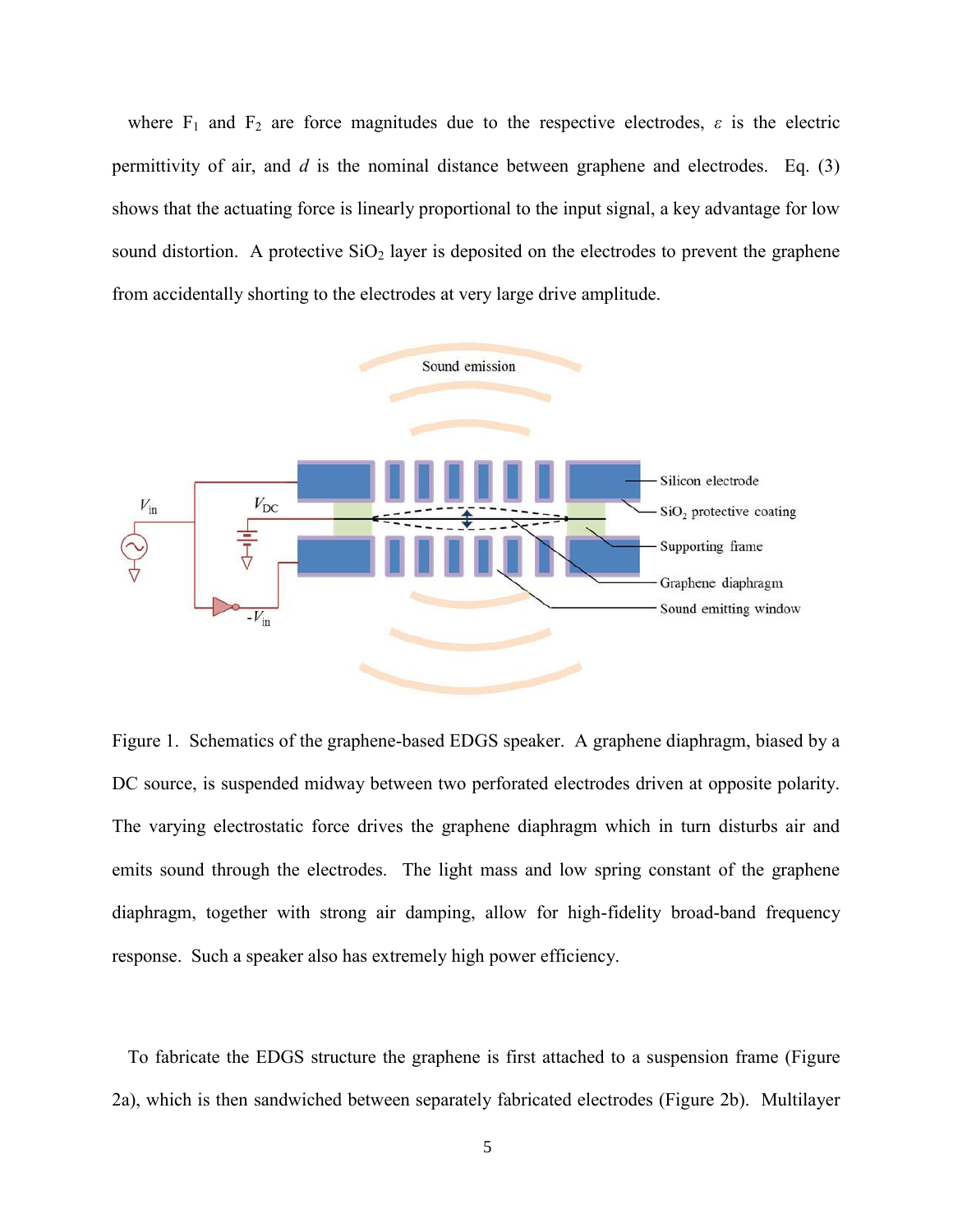where $F_1$ and $F_2$ are force magnitudes due to the respective electrodes, $\varepsilon$ is the electric permittivity of air, and $d$ is the nominal distance between graphene and electrodes. Eq. (3) shows that the actuating force is linearly proportional to the input signal, a key advantage for low sound distortion. A protective $SiO_2$ layer is deposited on the electrodes to prevent the graphene from accidentally shorting to the electrodes at very large drive amplitude.

Figure 1. Schematics of the graphene-based EDGS speaker. A graphene diaphragm, biased by a DC source, is suspended midway between two perforated electrodes driven at opposite polarity. The varying electrostatic force drives the graphene diaphragm which in turn disturbs air and emits sound through the electrodes. The light mass and low spring constant of the graphene diaphragm, together with strong air damping, allow for high-fidelity broad-band frequency response. Such a speaker also has extremely high power efficiency.

To fabricate the EDGS structure the graphene is first attached to a suspension frame (Figure 2a), which is then sandwiched between separately fabricated electrodes (Figure 2b). Multilayer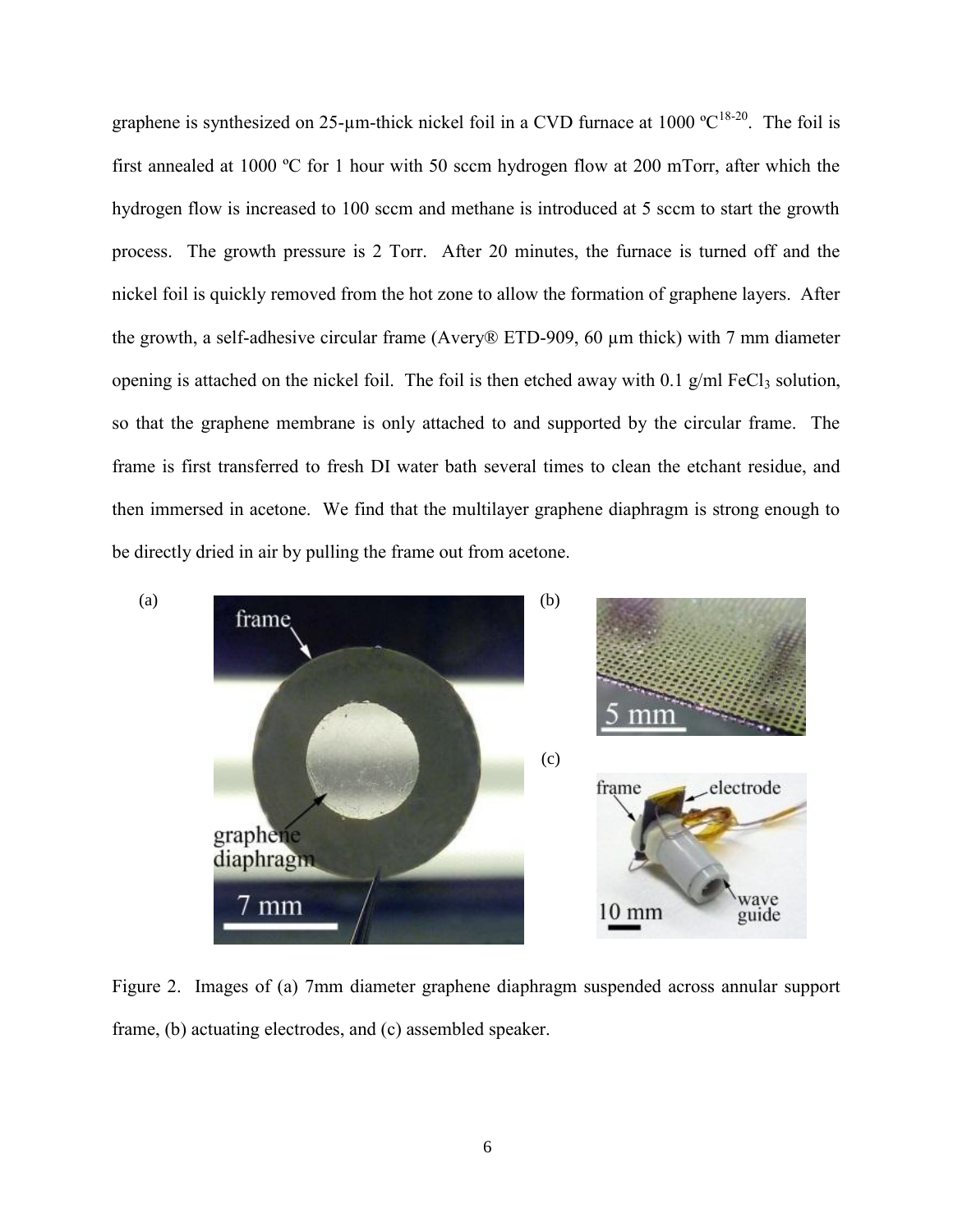graphene is synthesized on 25-μm-thick nickel foil in a CVD furnace at 1000 ºC[18-20]. The foil is first annealed at 1000 ºC for 1 hour with 50 sccm hydrogen flow at 200 mTorr, after which the hydrogen flow is increased to 100 sccm and methane is introduced at 5 sccm to start the growth process. The growth pressure is 2 Torr. After 20 minutes, the furnace is turned off and the nickel foil is quickly removed from the hot zone to allow the formation of graphene layers. After the growth, a self-adhesive circular frame (Avery® ETD-909, 60 μm thick) with 7 mm diameter opening is attached on the nickel foil. The foil is then etched away with 0.1 g/ml $FeCl_3$ solution, so that the graphene membrane is only attached to and supported by the circular frame. The frame is first transferred to fresh DI water bath several times to clean the etchant residue, and then immersed in acetone. We find that the multilayer graphene diaphragm is strong enough to be directly dried in air by pulling the frame out from acetone.

Figure 2. Images of (a) 7mm diameter graphene diaphragm suspended across annular support frame, (b) actuating electrodes, and (c) assembled speaker.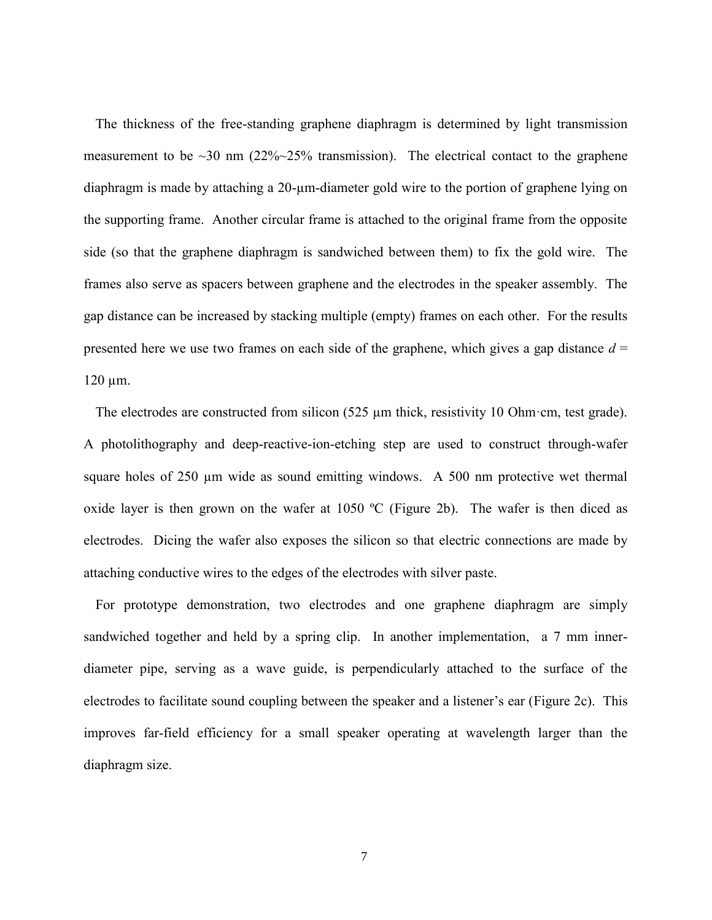The thickness of the free-standing graphene diaphragm is determined by light transmission measurement to be ~30 nm (22%~25% transmission). The electrical contact to the graphene diaphragm is made by attaching a 20-μm-diameter gold wire to the portion of graphene lying on the supporting frame. Another circular frame is attached to the original frame from the opposite side (so that the graphene diaphragm is sandwiched between them) to fix the gold wire. The frames also serve as spacers between graphene and the electrodes in the speaker assembly. The gap distance can be increased by stacking multiple (empty) frames on each other. For the results presented here we use two frames on each side of the graphene, which gives a gap distance $d$ = 120 μm.

The electrodes are constructed from silicon (525 μm thick, resistivity 10 Ohm·cm, test grade). A photolithography and deep-reactive-ion-etching step are used to construct through-wafer square holes of 250 μm wide as sound emitting windows. A 500 nm protective wet thermal oxide layer is then grown on the wafer at 1050 ºC (Figure 2b). The wafer is then diced as electrodes. Dicing the wafer also exposes the silicon so that electric connections are made by attaching conductive wires to the edges of the electrodes with silver paste.

For prototype demonstration, two electrodes and one graphene diaphragm are simply sandwiched together and held by a spring clip. In another implementation, a 7 mm inner-diameter pipe, serving as a wave guide, is perpendicularly attached to the surface of the electrodes to facilitate sound coupling between the speaker and a listener's ear (Figure 2c). This improves far-field efficiency for a small speaker operating at wavelength larger than the diaphragm size.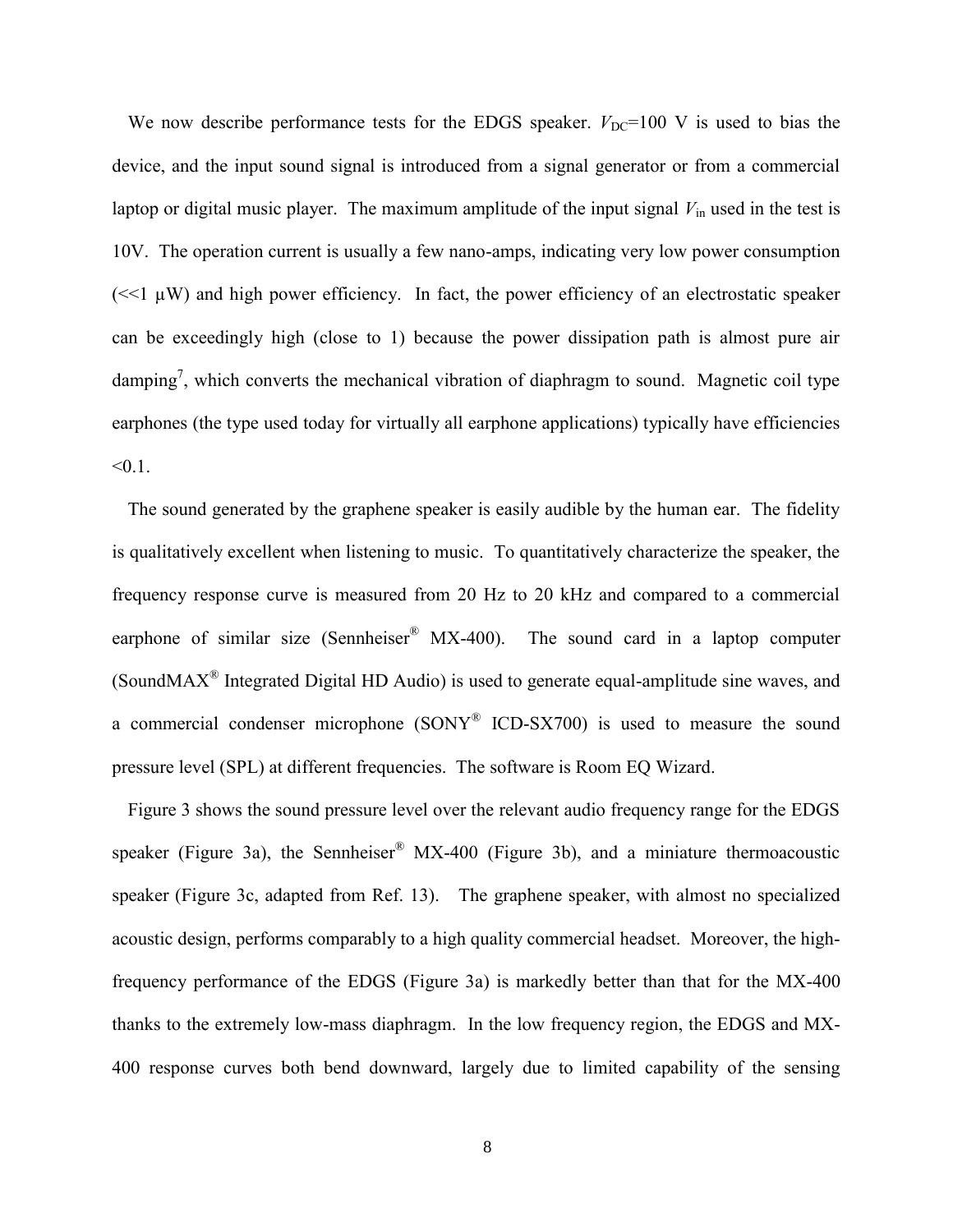We now describe performance tests for the EDGS speaker. $V_{DC}$=100 V is used to bias the device, and the input sound signal is introduced from a signal generator or from a commercial laptop or digital music player. The maximum amplitude of the input signal $V_{in}$ used in the test is 10V. The operation current is usually a few nano-amps, indicating very low power consumption (<<1 μW) and high power efficiency. In fact, the power efficiency of an electrostatic speaker can be exceedingly high (close to 1) because the power dissipation path is almost pure air damping[7], which converts the mechanical vibration of diaphragm to sound. Magnetic coil type earphones (the type used today for virtually all earphone applications) typically have efficiencies <0.1.

The sound generated by the graphene speaker is easily audible by the human ear. The fidelity is qualitatively excellent when listening to music. To quantitatively characterize the speaker, the frequency response curve is measured from 20 Hz to 20 kHz and compared to a commercial earphone of similar size (Sennheiser® MX-400). The sound card in a laptop computer (SoundMAX® Integrated Digital HD Audio) is used to generate equal-amplitude sine waves, and a commercial condenser microphone (SONY® ICD-SX700) is used to measure the sound pressure level (SPL) at different frequencies. The software is Room EQ Wizard.

Figure 3 shows the sound pressure level over the relevant audio frequency range for the EDGS speaker (Figure 3a), the Sennheiser® MX-400 (Figure 3b), and a miniature thermoacoustic speaker (Figure 3c, adapted from Ref. 13). The graphene speaker, with almost no specialized acoustic design, performs comparably to a high quality commercial headset. Moreover, the high-frequency performance of the EDGS (Figure 3a) is markedly better than that for the MX-400 thanks to the extremely low-mass diaphragm. In the low frequency region, the EDGS and MX-400 response curves both bend downward, largely due to limited capability of the sensing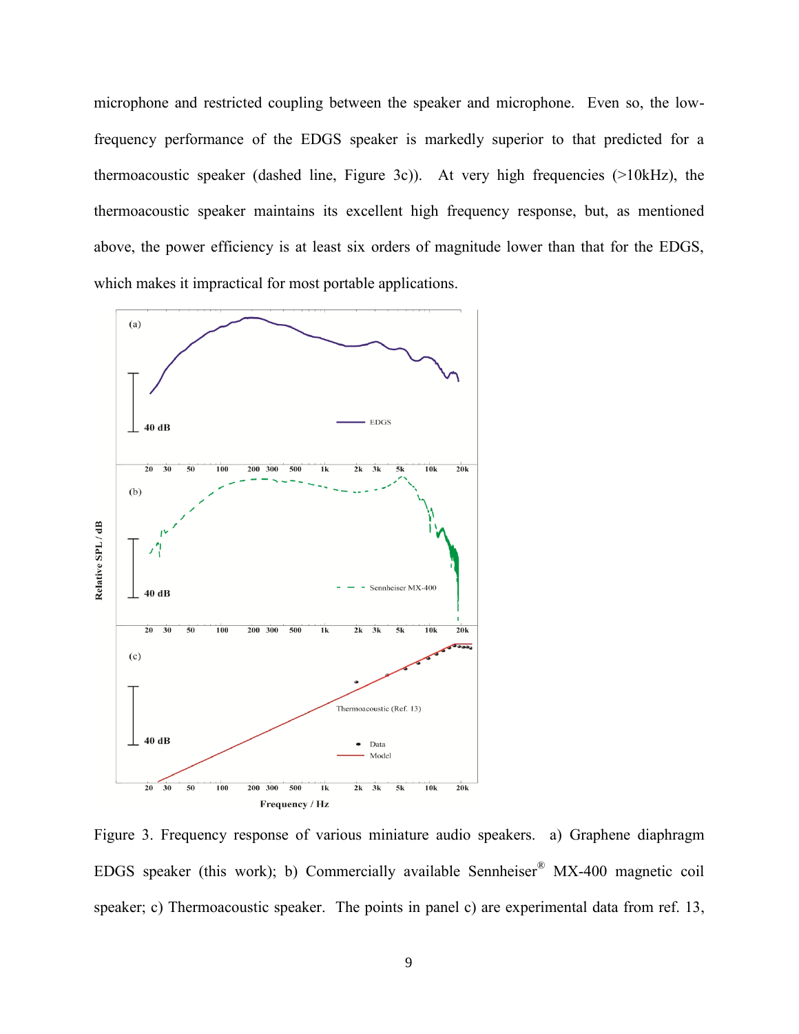microphone and restricted coupling between the speaker and microphone. Even so, the low-frequency performance of the EDGS speaker is markedly superior to that predicted for a thermoacoustic speaker (dashed line, Figure 3c)). At very high frequencies (>10kHz), the thermoacoustic speaker maintains its excellent high frequency response, but, as mentioned above, the power efficiency is at least six orders of magnitude lower than that for the EDGS, which makes it impractical for most portable applications.

Figure 3. Frequency response of various miniature audio speakers. a) Graphene diaphragm EDGS speaker (this work); b) Commercially available Sennheiser® MX-400 magnetic coil speaker; c) Thermoacoustic speaker. The points in panel c) are experimental data from ref. 13,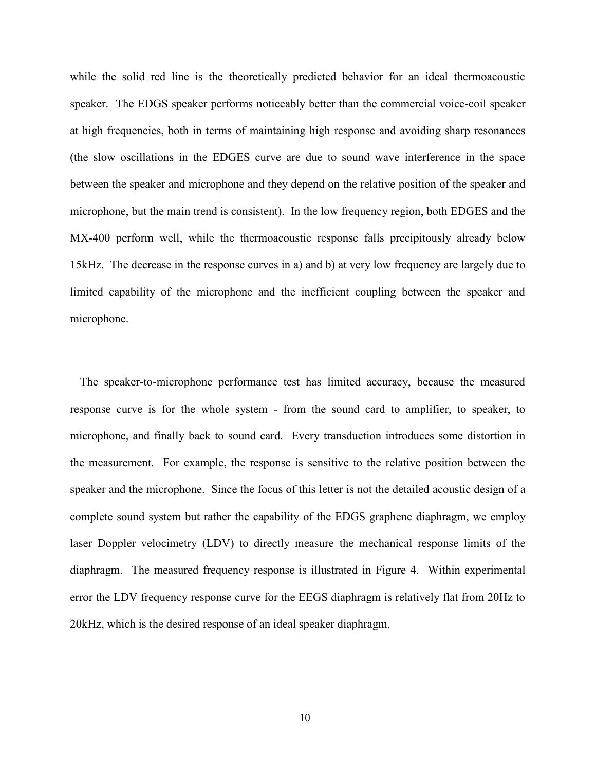while the solid red line is the theoretically predicted behavior for an ideal thermoacoustic speaker. The EDGS speaker performs noticeably better than the commercial voice-coil speaker at high frequencies, both in terms of maintaining high response and avoiding sharp resonances (the slow oscillations in the EDGES curve are due to sound wave interference in the space between the speaker and microphone and they depend on the relative position of the speaker and microphone, but the main trend is consistent). In the low frequency region, both EDGES and the MX-400 perform well, while the thermoacoustic response falls precipitously already below 15kHz. The decrease in the response curves in a) and b) at very low frequency are largely due to limited capability of the microphone and the inefficient coupling between the speaker and microphone.

The speaker-to-microphone performance test has limited accuracy, because the measured response curve is for the whole system - from the sound card to amplifier, to speaker, to microphone, and finally back to sound card. Every transduction introduces some distortion in the measurement. For example, the response is sensitive to the relative position between the speaker and the microphone. Since the focus of this letter is not the detailed acoustic design of a complete sound system but rather the capability of the EDGS graphene diaphragm, we employ laser Doppler velocimetry (LDV) to directly measure the mechanical response limits of the diaphragm. The measured frequency response is illustrated in Figure 4. Within experimental error the LDV frequency response curve for the EEGS diaphragm is relatively flat from 20Hz to 20kHz, which is the desired response of an ideal speaker diaphragm.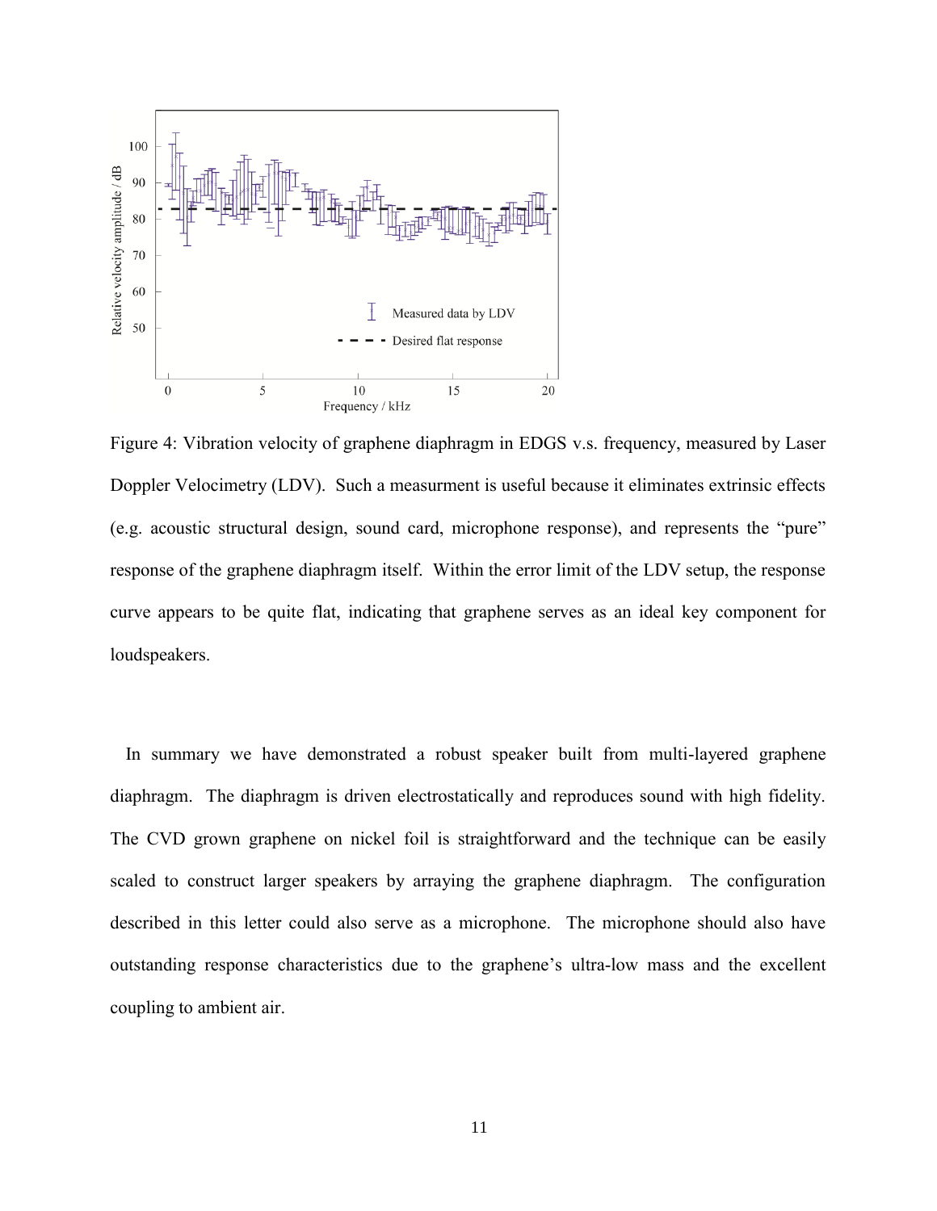Figure 4: Vibration velocity of graphene diaphragm in EDGS v.s. frequency, measured by Laser Doppler Velocimetry (LDV). Such a measurment is useful because it eliminates extrinsic effects (e.g. acoustic structural design, sound card, microphone response), and represents the "pure" response of the graphene diaphragm itself. Within the error limit of the LDV setup, the response curve appears to be quite flat, indicating that graphene serves as an ideal key component for loudspeakers.

In summary we have demonstrated a robust speaker built from multi-layered graphene diaphragm. The diaphragm is driven electrostatically and reproduces sound with high fidelity. The CVD grown graphene on nickel foil is straightforward and the technique can be easily scaled to construct larger speakers by arraying the graphene diaphragm. The configuration described in this letter could also serve as a microphone. The microphone should also have outstanding response characteristics due to the graphene's ultra-low mass and the excellent coupling to ambient air.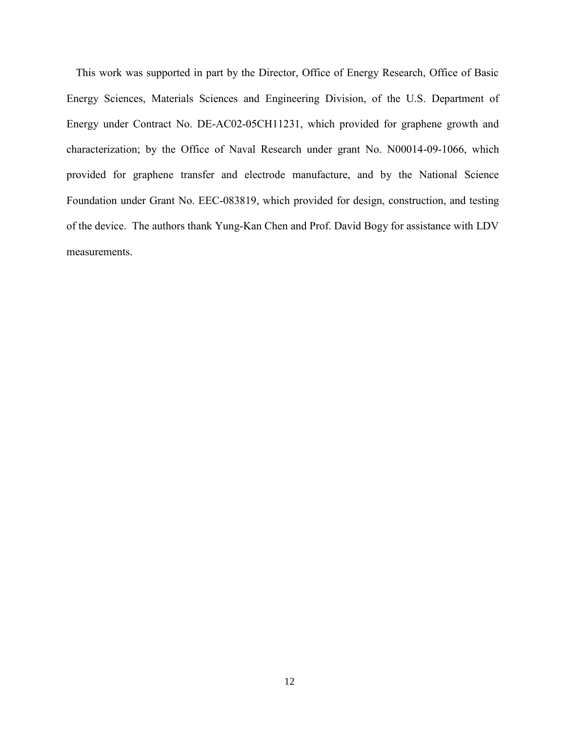This work was supported in part by the Director, Office of Energy Research, Office of Basic Energy Sciences, Materials Sciences and Engineering Division, of the U.S. Department of Energy under Contract No. DE-AC02-05CH11231, which provided for graphene growth and characterization; by the Office of Naval Research under grant No. N00014-09-1066, which provided for graphene transfer and electrode manufacture, and by the National Science Foundation under Grant No. EEC-083819, which provided for design, construction, and testing of the device. The authors thank Yung-Kan Chen and Prof. David Bogy for assistance with LDV measurements.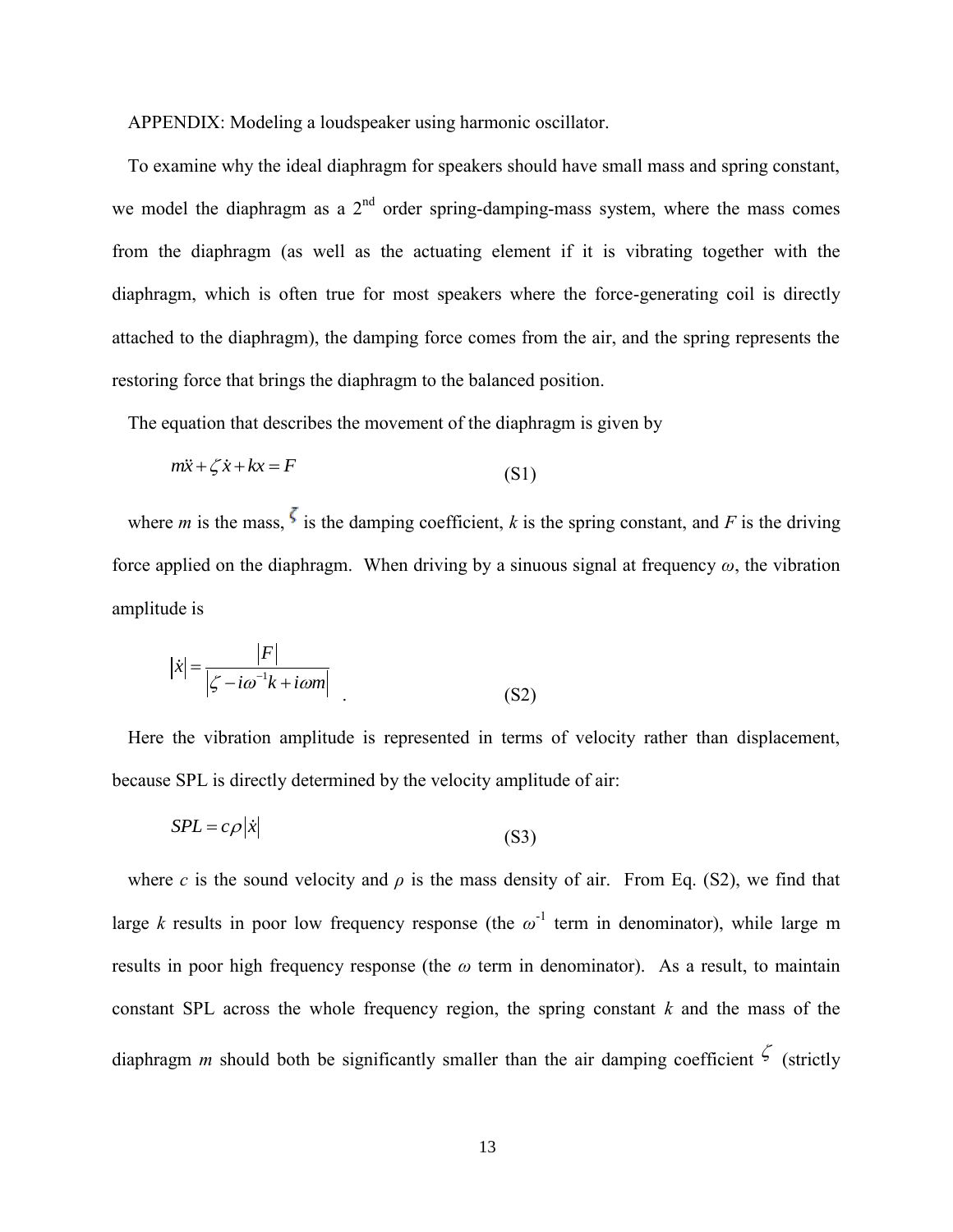APPENDIX: Modeling a loudspeaker using harmonic oscillator.

To examine why the ideal diaphragm for speakers should have small mass and spring constant, we model the diaphragm as a 2nd order spring-damping-mass system, where the mass comes from the diaphragm (as well as the actuating element if it is vibrating together with the diaphragm, which is often true for most speakers where the force-generating coil is directly attached to the diaphragm), the damping force comes from the air, and the spring represents the restoring force that brings the diaphragm to the balanced position.

The equation that describes the movement of the diaphragm is given by

$$m\ddot{x} + \zeta\dot{x} + kx = F \tag{S1}$$

where *m* is the mass, $\zeta$ is the damping coefficient, *k* is the spring constant, and *F* is the driving force applied on the diaphragm. When driving by a sinuous signal at frequency $\omega$, the vibration amplitude is

$$|\dot{x}| = \frac{|F|}{\left|\zeta - i\omega^{-1}k + i\omega m\right|} \tag{S2}$$

Here the vibration amplitude is represented in terms of velocity rather than displacement, because SPL is directly determined by the velocity amplitude of air:

$$SPL = c\rho|\dot{x}| \tag{S3}$$

where *c* is the sound velocity and $\rho$ is the mass density of air. From Eq. (S2), we find that large *k* results in poor low frequency response (the $\omega^{-1}$ term in denominator), while large m results in poor high frequency response (the $\omega$ term in denominator). As a result, to maintain constant SPL across the whole frequency region, the spring constant *k* and the mass of the diaphragm *m* should both be significantly smaller than the air damping coefficient $\zeta$ (strictly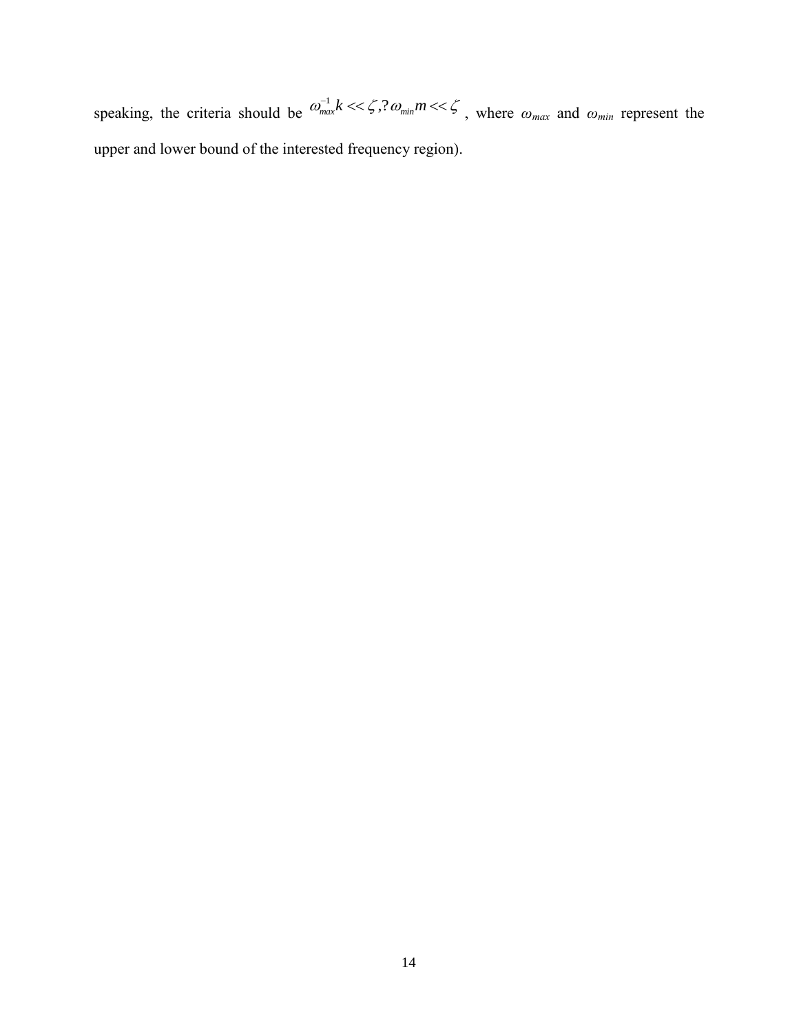speaking, the criteria should be $\omega_{max}^{-1} k << \zeta, ? \omega_{min} m << \zeta$ , where $\omega_{max}$ and $\omega_{min}$ represent the upper and lower bound of the interested frequency region).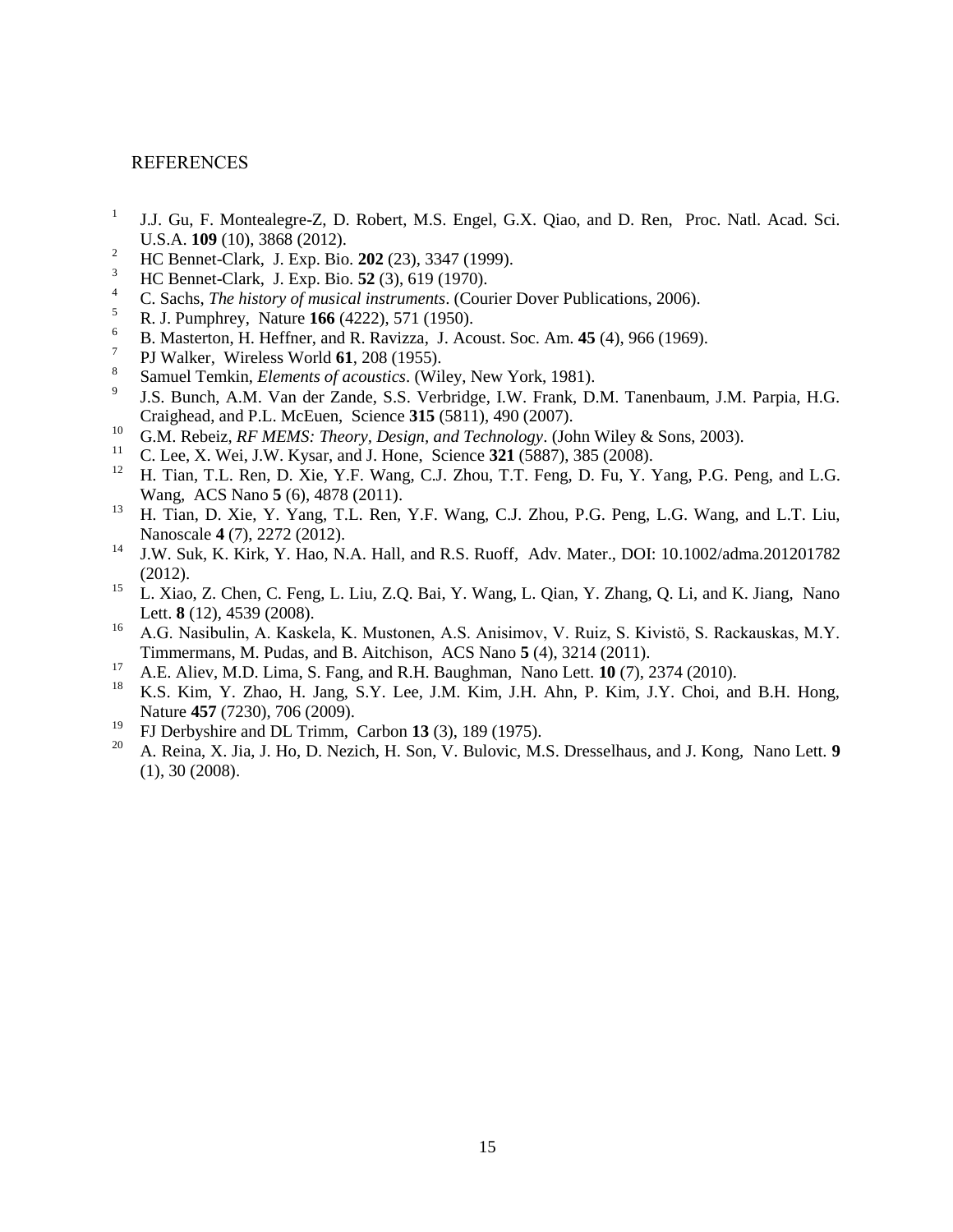# REFERENCES

[1] J.J. Gu, F. Montealegre-Z, D. Robert, M.S. Engel, G.X. Qiao, and D. Ren, Proc. Natl. Acad. Sci. U.S.A. **109** (10), 3868 (2012).

[2] HC Bennet-Clark, J. Exp. Bio. **202** (23), 3347 (1999).

[3] HC Bennet-Clark, J. Exp. Bio. **52** (3), 619 (1970).

[4] C. Sachs, *The history of musical instruments*. (Courier Dover Publications, 2006).

[5] R. J. Pumphrey, Nature **166** (4222), 571 (1950).

[6] B. Masterton, H. Heffner, and R. Ravizza, J. Acoust. Soc. Am. **45** (4), 966 (1969).

[7] PJ Walker, Wireless World **61**, 208 (1955).

[8] Samuel Temkin, *Elements of acoustics*. (Wiley, New York, 1981).

[9] J.S. Bunch, A.M. Van der Zande, S.S. Verbridge, I.W. Frank, D.M. Tanenbaum, J.M. Parpia, H.G. Craighead, and P.L. McEuen, Science **315** (5811), 490 (2007).

[10] G.M. Rebeiz, *RF MEMS: Theory, Design, and Technology*. (John Wiley & Sons, 2003).

[11] C. Lee, X. Wei, J.W. Kysar, and J. Hone, Science **321** (5887), 385 (2008).

[12] H. Tian, T.L. Ren, D. Xie, Y.F. Wang, C.J. Zhou, T.T. Feng, D. Fu, Y. Yang, P.G. Peng, and L.G. Wang, ACS Nano **5** (6), 4878 (2011).

[13] H. Tian, D. Xie, Y. Yang, T.L. Ren, Y.F. Wang, C.J. Zhou, P.G. Peng, L.G. Wang, and L.T. Liu, Nanoscale **4** (7), 2272 (2012).

[14] J.W. Suk, K. Kirk, Y. Hao, N.A. Hall, and R.S. Ruoff, Adv. Mater., DOI: 10.1002/adma.201201782 (2012).

[15] L. Xiao, Z. Chen, C. Feng, L. Liu, Z.Q. Bai, Y. Wang, L. Qian, Y. Zhang, Q. Li, and K. Jiang, Nano Lett. **8** (12), 4539 (2008).

[16] A.G. Nasibulin, A. Kaskela, K. Mustonen, A.S. Anisimov, V. Ruiz, S. Kivistö, S. Rackauskas, M.Y. Timmermans, M. Pudas, and B. Aitchison, ACS Nano **5** (4), 3214 (2011).

[17] A.E. Aliev, M.D. Lima, S. Fang, and R.H. Baughman, Nano Lett. **10** (7), 2374 (2010).

[18] K.S. Kim, Y. Zhao, H. Jang, S.Y. Lee, J.M. Kim, J.H. Ahn, P. Kim, J.Y. Choi, and B.H. Hong, Nature **457** (7230), 706 (2009).

[19] FJ Derbyshire and DL Trimm, Carbon **13** (3), 189 (1975).

[20] A. Reina, X. Jia, J. Ho, D. Nezich, H. Son, V. Bulovic, M.S. Dresselhaus, and J. Kong, Nano Lett. **9** (1), 30 (2008).